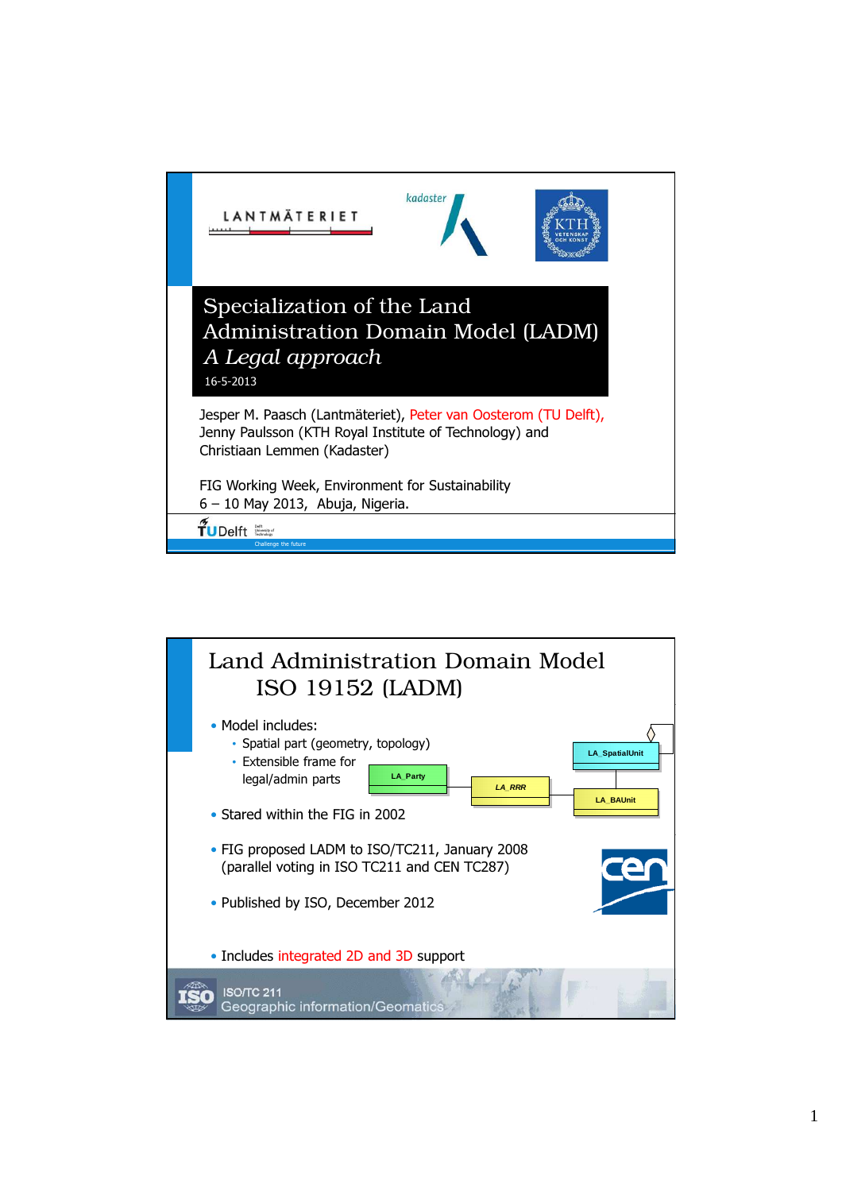# Specialization of the Land Administration Domain Model (LADM)

## *A Legal approach*

16-5-2013

Jesper M. Paasch (Lantmäteriet), Peter van Oosterom (TU Delft), Jenny Paulsson (KTH Royal Institute of Technology) and Christiaan Lemmen (Kadaster)

FIG Working Week, Environment for Sustainability
6 – 10 May 2013, Abuja, Nigeria.

# Land Administration Domain Model ISO 19152 (LADM)

- Model includes:
  - Spatial part (geometry, topology)
  - Extensible frame for legal/admin parts

LA_Party — LA_RRR — LA_BAUnit — LA_SpatialUnit

- Stared within the FIG in 2002
- FIG proposed LADM to ISO/TC211, January 2008 (parallel voting in ISO TC211 and CEN TC287)
- Published by ISO, December 2012
- Includes integrated 2D and 3D support

ISO/TC 211
Geographic information/Geomatics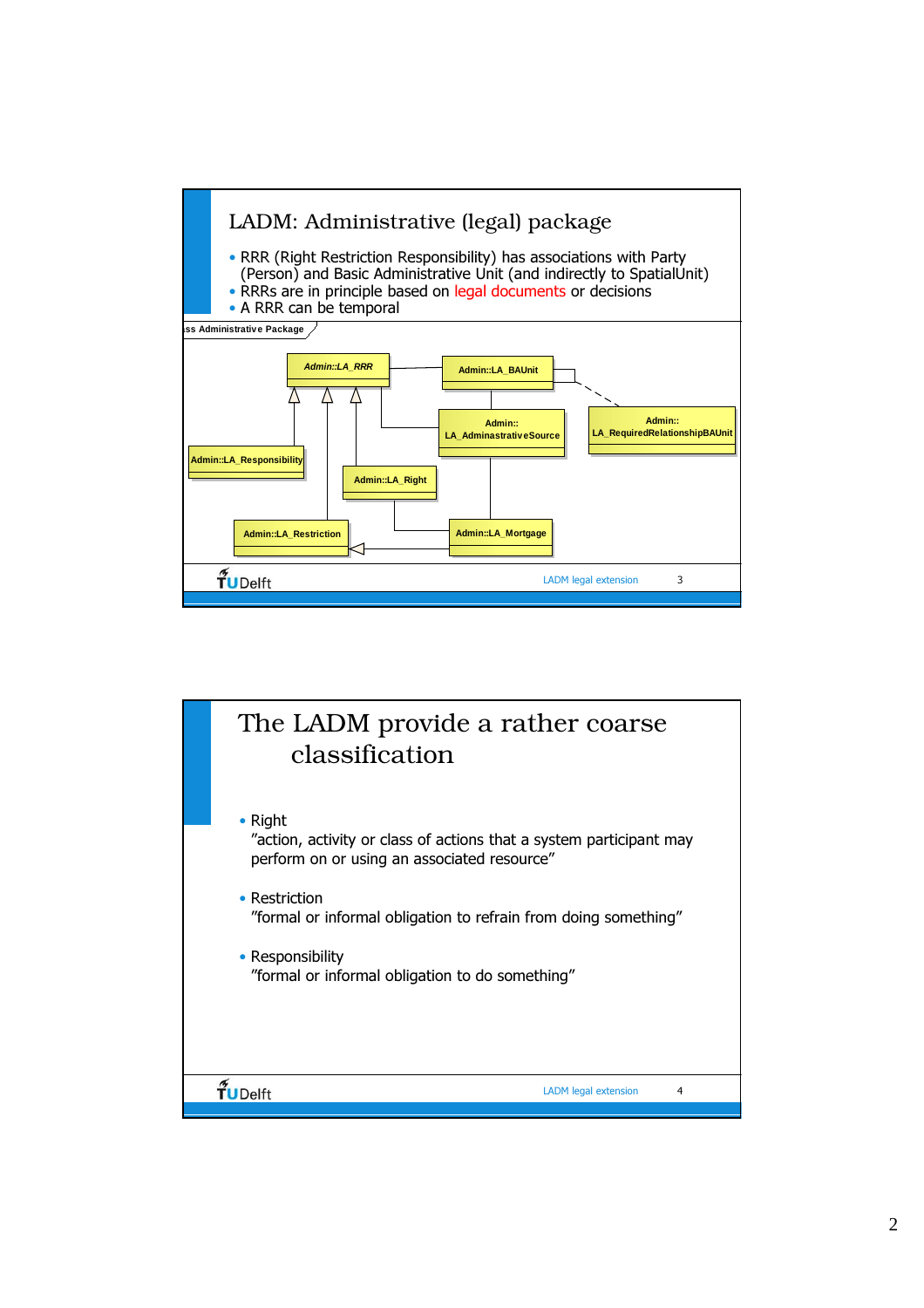## LADM: Administrative (legal) package

- RRR (Right Restriction Responsibility) has associations with Party (Person) and Basic Administrative Unit (and indirectly to SpatialUnit)
- RRRs are in principle based on legal documents or decisions
- A RRR can be temporal

ss Administrative Package

Admin::LA_RRR
Admin::LA_BAUnit
Admin:: LA_AdminastrativeSource
Admin:: LA_RequiredRelationshipBAUnit
Admin::LA_Responsibility
Admin::LA_Right
Admin::LA_Restriction
Admin::LA_Mortgage

LADM legal extension

## The LADM provide a rather coarse classification

- Right
  "action, activity or class of actions that a system participant may perform on or using an associated resource"

- Restriction
  "formal or informal obligation to refrain from doing something"

- Responsibility
  "formal or informal obligation to do something"

LADM legal extension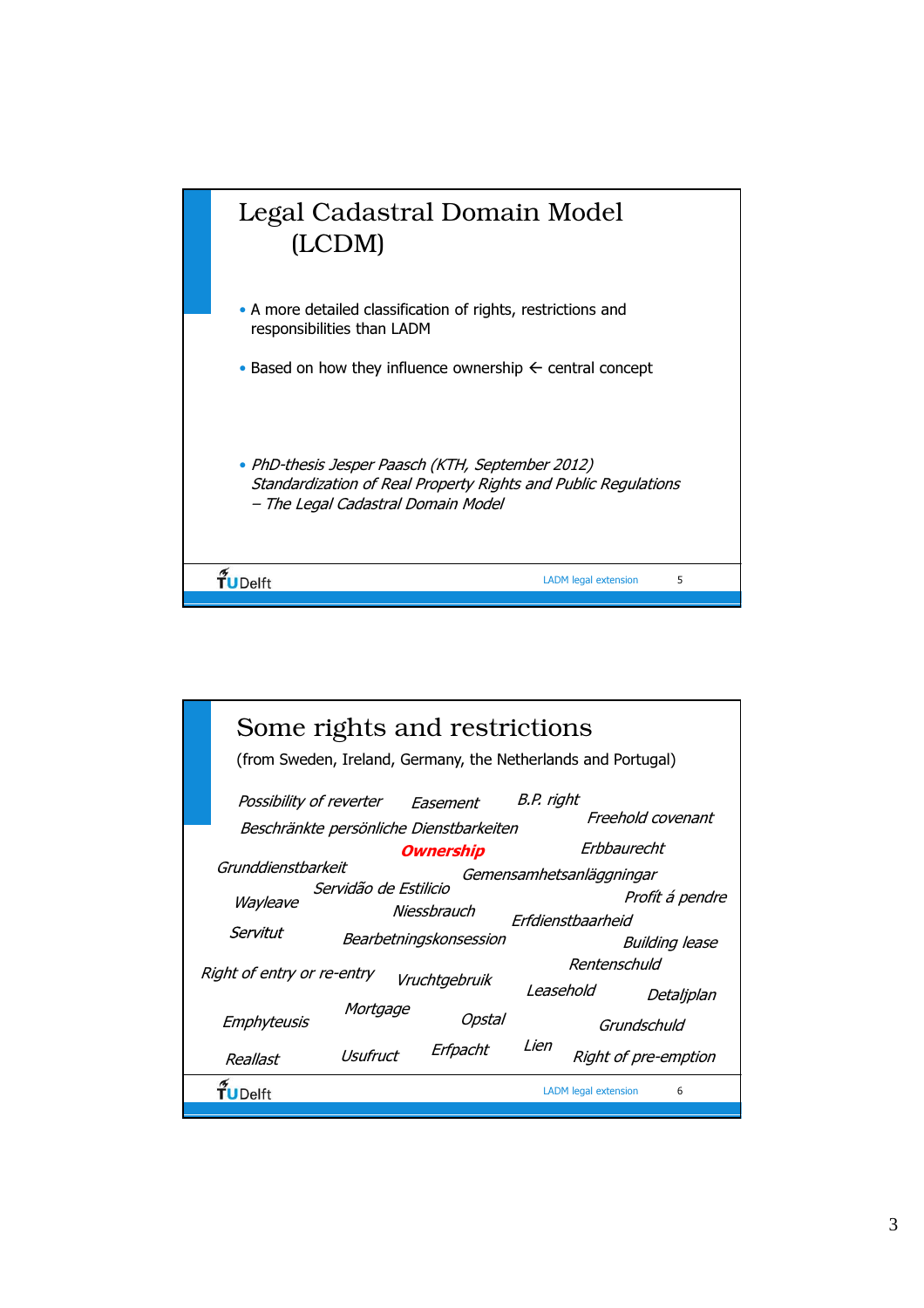## Legal Cadastral Domain Model (LCDM)

- A more detailed classification of rights, restrictions and responsibilities than LADM
- Based on how they influence ownership ← central concept
- *PhD-thesis Jesper Paasch (KTH, September 2012) Standardization of Real Property Rights and Public Regulations – The Legal Cadastral Domain Model*

## Some rights and restrictions

(from Sweden, Ireland, Germany, the Netherlands and Portugal)

*Possibility of reverter* *Easement* *B.P. right* *Freehold covenant* *Beschränkte persönliche Dienstbarkeiten* ***Ownership*** *Erbbaurecht* *Grunddienstbarkeit* *Gemensamhetsanläggningar* *Servidão de Estilicio* *Wayleave* *Profit á pendre* *Niessbrauch* *Erfdienstbaarheid* *Servitut* *Bearbetningskonsession* *Building lease* *Rentenschuld* *Right of entry or re-entry* *Vruchtgebruik* *Leasehold* *Detaljplan* *Mortgage* *Emphyteusis* *Opstal* *Grundschuld* *Lien* *Reallast* *Usufruct* *Erfpacht* *Right of pre-emption*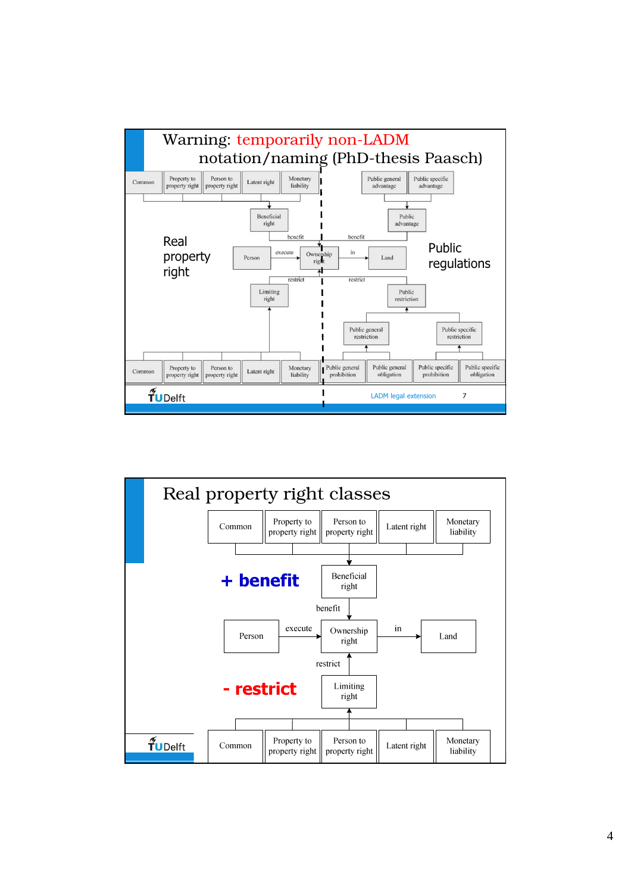## Warning: temporarily non-LADM notation/naming (PhD-thesis Paasch)

Common | Property to property right | Person to property right | Latent right | Monetary liability

Public general advantage | Public specific advantage

Beneficial right

Public advantage

benefit

benefit

Real property right

Person — execute → Ownership right — in → Land

Public regulations

restrict

restrict

Limiting right

Public restriction

Public general restriction | Public specific restriction

Common | Property to property right | Person to property right | Latent right | Monetary liability

Public general prohibition | Public general obligation | Public specific prohibition | Public specific obligation

LADM legal extension 7

## Real property right classes

Common | Property to property right | Person to property right | Latent right | Monetary liability

**+ benefit**

Beneficial right

benefit

Person — execute → Ownership right — in → Land

restrict

**- restrict**

Limiting right

Common | Property to property right | Person to property right | Latent right | Monetary liability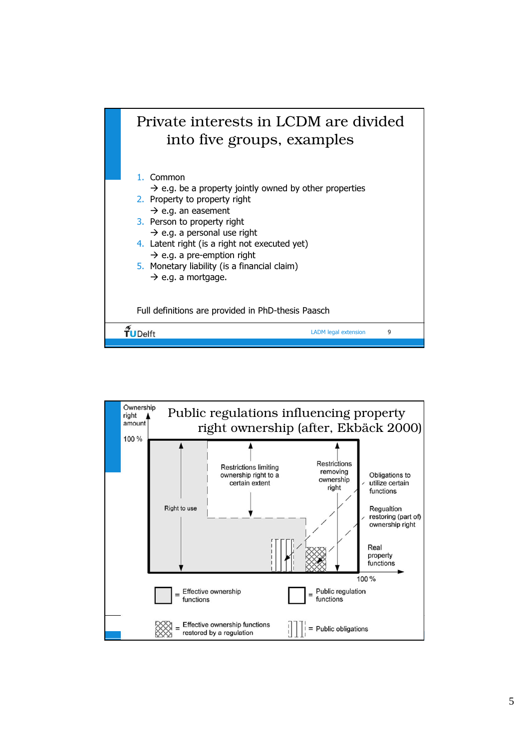# Private interests in LCDM are divided into five groups, examples

1. Common
   → e.g. be a property jointly owned by other properties
2. Property to property right
   → e.g. an easement
3. Person to property right
   → e.g. a personal use right
4. Latent right (is a right not executed yet)
   → e.g. a pre-emption right
5. Monetary liability (is a financial claim)
   → e.g. a mortgage.

Full definitions are provided in PhD-thesis Paasch

LADM legal extension

# Public regulations influencing property right ownership (after, Ekbäck 2000)

Ownership right amount

100 %

Right to use

Restrictions limiting ownership right to a certain extent

Restrictions removing ownership right

Obligations to utilize certain functions

Regualtion restoring (part of) ownership right

Real property functions

100 %

= Effective ownership functions

= Public regulation functions

= Effective ownership functions restored by a regulation

= Public obligations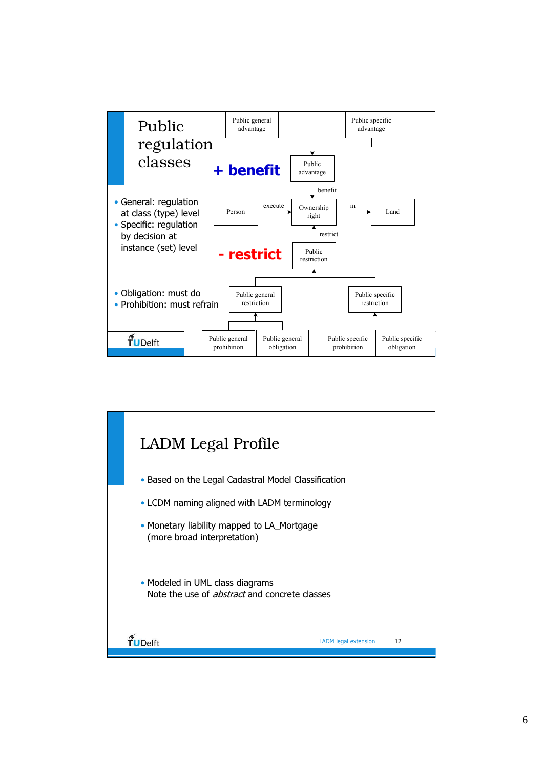## Public regulation classes

**+ benefit**

**- restrict**

- General: regulation at class (type) level
- Specific: regulation by decision at instance (set) level

- Obligation: must do
- Prohibition: must refrain

Public general advantage | Public specific advantage → Public advantage

Public advantage —benefit→ Ownership right

Person —execute→ Ownership right —in→ Land

Public restriction —restrict→ Ownership right

Public general restriction | Public specific restriction → Public restriction

Public general prohibition | Public general obligation → Public general restriction

Public specific prohibition | Public specific obligation → Public specific restriction

## LADM Legal Profile

- Based on the Legal Cadastral Model Classification
- LCDM naming aligned with LADM terminology
- Monetary liability mapped to LA_Mortgage (more broad interpretation)
- Modeled in UML class diagrams
  Note the use of *abstract* and concrete classes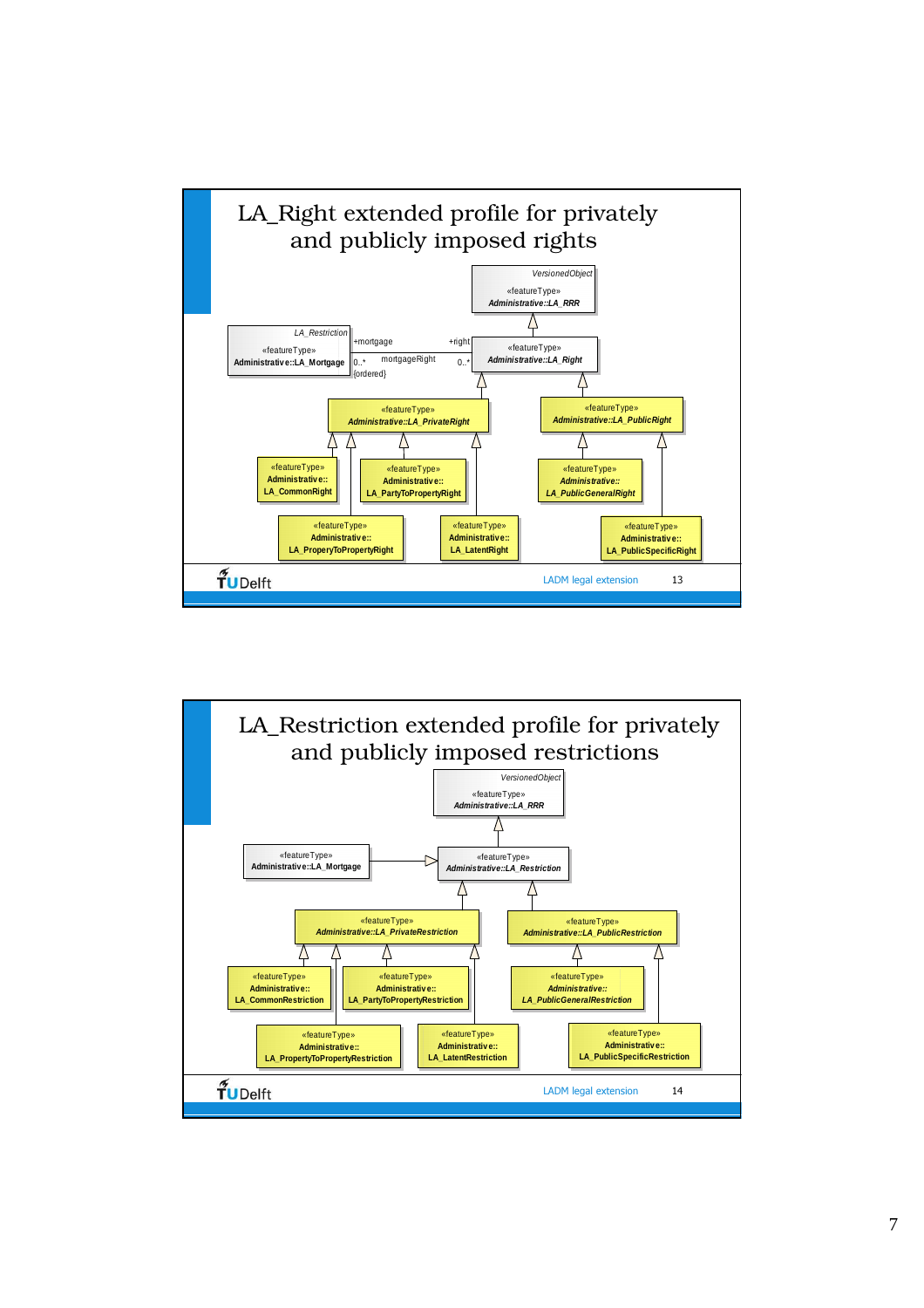# LA_Right extended profile for privately and publicly imposed rights

VersionedObject
«featureType»
Administrative::LA_RRR

LA_Restriction
«featureType»
Administrative::LA_Mortgage

+mortgage 0..* {ordered} mortgageRight +right 0..*

«featureType»
Administrative::LA_Right

«featureType»
Administrative::LA_PrivateRight

«featureType»
Administrative::LA_PublicRight

«featureType»
Administrative::LA_CommonRight

«featureType»
Administrative::LA_PartyToPropertyRight

«featureType»
Administrative::LA_PublicGeneralRight

«featureType»
Administrative::LA_ProperyToPropertyRight

«featureType»
Administrative::LA_LatentRight

«featureType»
Administrative::LA_PublicSpecificRight

TU Delft — LADM legal extension 13

# LA_Restriction extended profile for privately and publicly imposed restrictions

VersionedObject
«featureType»
Administrative::LA_RRR

«featureType»
Administrative::LA_Mortgage

«featureType»
Administrative::LA_Restriction

«featureType»
Administrative::LA_PrivateRestriction

«featureType»
Administrative::LA_PublicRestriction

«featureType»
Administrative::LA_CommonRestriction

«featureType»
Administrative::LA_PartyToPropertyRestriction

«featureType»
Administrative::LA_PublicGeneralRestriction

«featureType»
Administrative::LA_PropertyToPropertyRestriction

«featureType»
Administrative::LA_LatentRestriction

«featureType»
Administrative::LA_PublicSpecificRestriction

TU Delft — LADM legal extension 14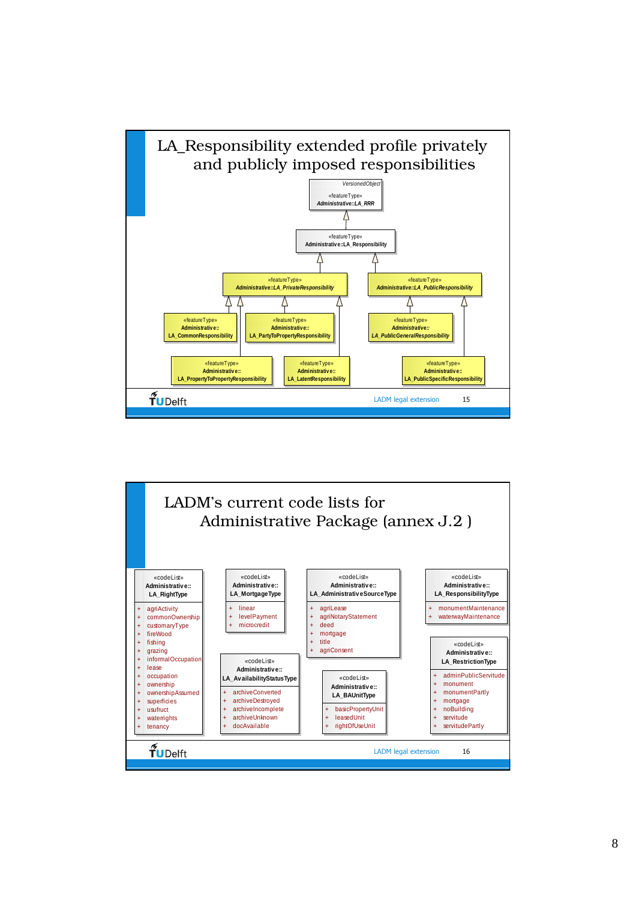# LA_Responsibility extended profile privately and publicly imposed responsibilities

VersionedObject

«featureType» Administrative::LA_RRR

«featureType» Administrative::LA_Responsibility

«featureType» Administrative::LA_PrivateResponsibility

«featureType» Administrative::LA_PublicResponsibility

«featureType» Administrative:: LA_CommonResponsibility

«featureType» Administrative:: LA_PartyToPropertyResponsibility

«featureType» Administrative:: LA_PublicGeneralResponsibility

«featureType» Administrative:: LA_PropertyToPropertyResponsibility

«featureType» Administrative:: LA_LatentResponsibility

«featureType» Administrative:: LA_PublicSpecificResponsibility

LADM legal extension

# LADM's current code lists for Administrative Package (annex J.2 )

«codeList» Administrative:: LA_RightType
- + agriActivity
- + commonOwnership
- + customaryType
- + fireWood
- + fishing
- + grazing
- + informalOccupation
- + lease
- + occupation
- + ownership
- + ownershipAssumed
- + superficies
- + usufruct
- + waterrights
- + tenancy

«codeList» Administrative:: LA_MortgageType
- + linear
- + levelPayment
- + microcredit

«codeList» Administrative:: LA_AvailabilityStatusType
- + archiveConverted
- + archiveDestroyed
- + archiveIncomplete
- + archiveUnknown
- + docAvailable

«codeList» Administrative:: LA_AdministrativeSourceType
- + agriLease
- + agriNotaryStatement
- + deed
- + mortgage
- + title
- + agriConsent

«codeList» Administrative:: LA_BAUnitType
- + basicPropertyUnit
- + leasedUnit
- + rightOfUseUnit

«codeList» Administrative:: LA_ResponsibilityType
- + monumentMaintenance
- + waterwayMaintenance

«codeList» Administrative:: LA_RestrictionType
- + adminPublicServitude
- + monument
- + monumentPartly
- + mortgage
- + noBuilding
- + servitude
- + servitudePartly

LADM legal extension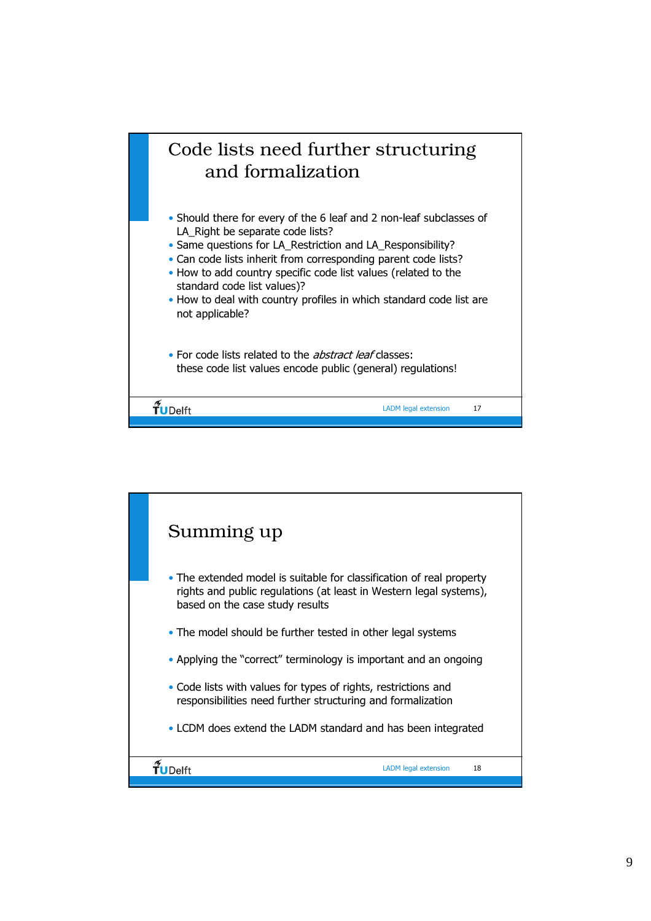## Code lists need further structuring and formalization

- Should there for every of the 6 leaf and 2 non-leaf subclasses of LA_Right be separate code lists?
- Same questions for LA_Restriction and LA_Responsibility?
- Can code lists inherit from corresponding parent code lists?
- How to add country specific code list values (related to the standard code list values)?
- How to deal with country profiles in which standard code list are not applicable?

- For code lists related to the *abstract leaf* classes: these code list values encode public (general) regulations!

## Summing up

- The extended model is suitable for classification of real property rights and public regulations (at least in Western legal systems), based on the case study results

- The model should be further tested in other legal systems

- Applying the “correct” terminology is important and an ongoing

- Code lists with values for types of rights, restrictions and responsibilities need further structuring and formalization

- LCDM does extend the LADM standard and has been integrated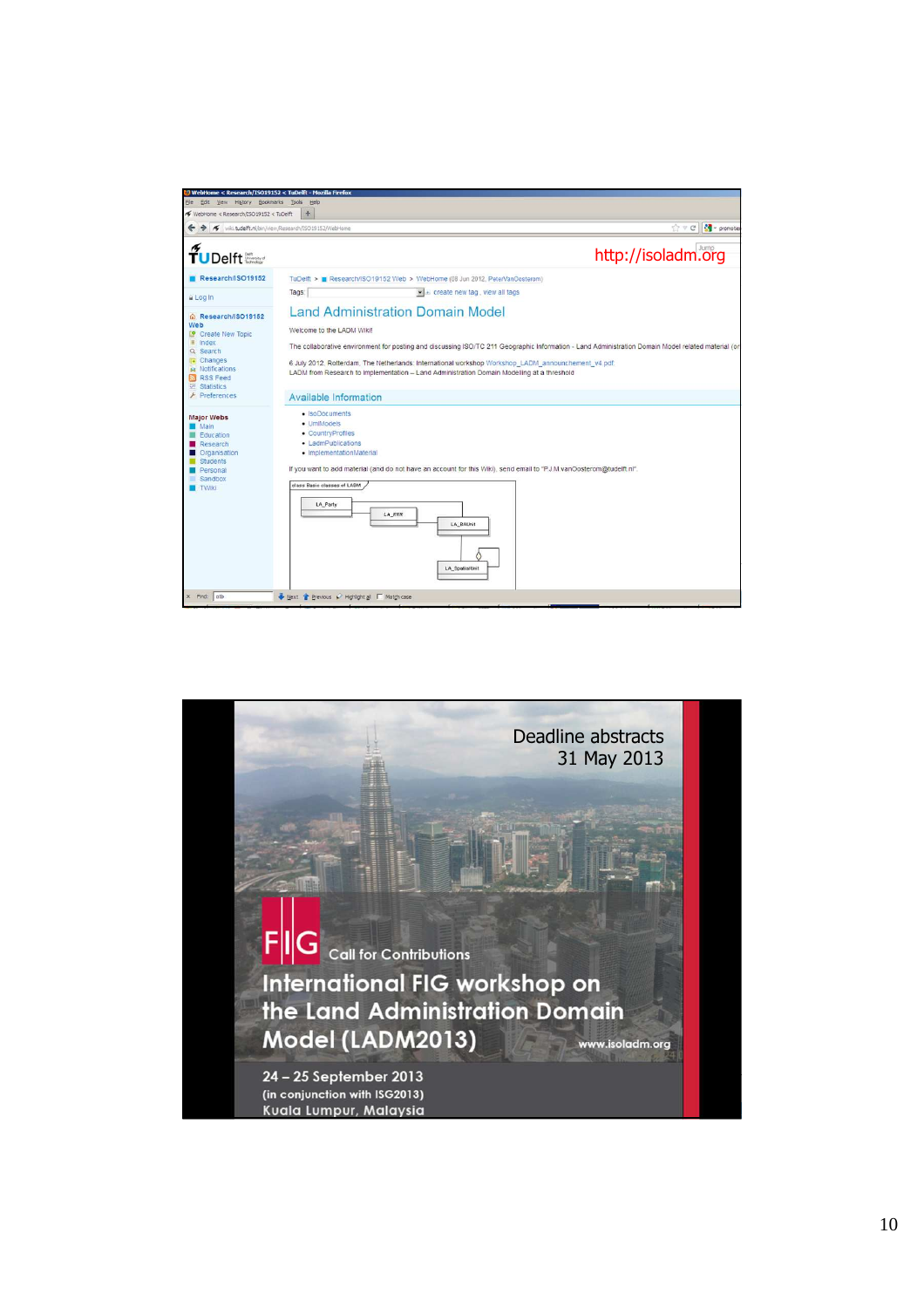http://isoladm.org

# Land Administration Domain Model

Welcome to the LADM Wiki!

The collaborative environment for posting and discussing ISO/TC 211 Geographic Information - Land Administration Domain Model related material

6 July 2012, Rotterdam, The Netherlands: International workshop Workshop_LADM_announcement_v4.pdf
LADM from Research to Implementation – Land Administration Domain Modelling at a threshold

## Available Information

- IsoDocuments
- UmlModels
- CountryProfiles
- LadmPublications
- ImplementationMaterial

If you want to add material (and do not have an account for this Wiki), send email to "P.J.M.vanOosterom@tudelft.nl".

Deadline abstracts
31 May 2013

Call for Contributions

# International FIG workshop on the Land Administration Domain Model (LADM2013)

www.isoladm.org

24 – 25 September 2013
(in conjunction with ISG2013)
Kuala Lumpur, Malaysia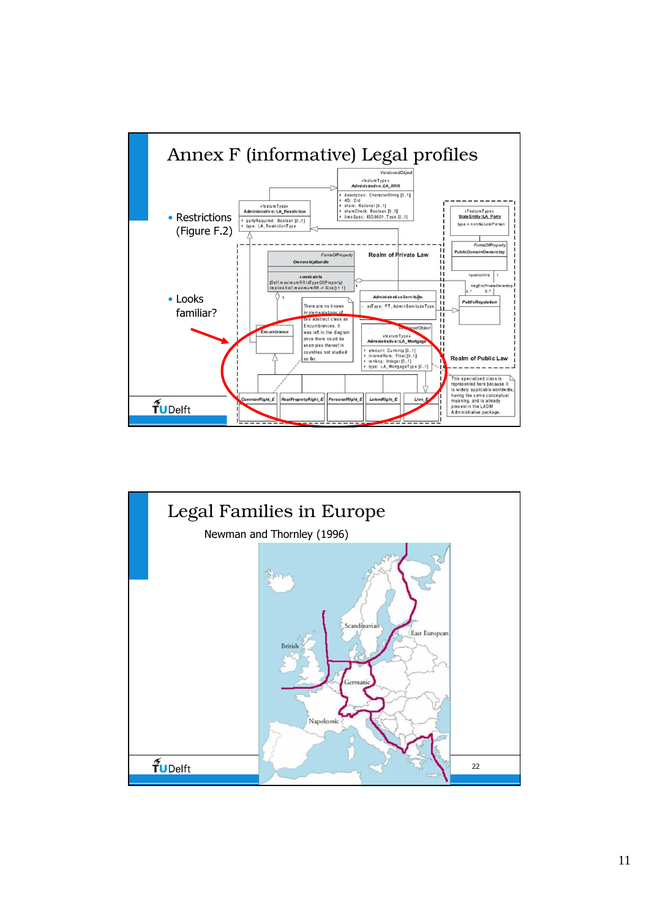# Annex F (informative) Legal profiles

- Restrictions (Figure F.2)
- Looks familiar?

# Legal Families in Europe

Newman and Thornley (1996)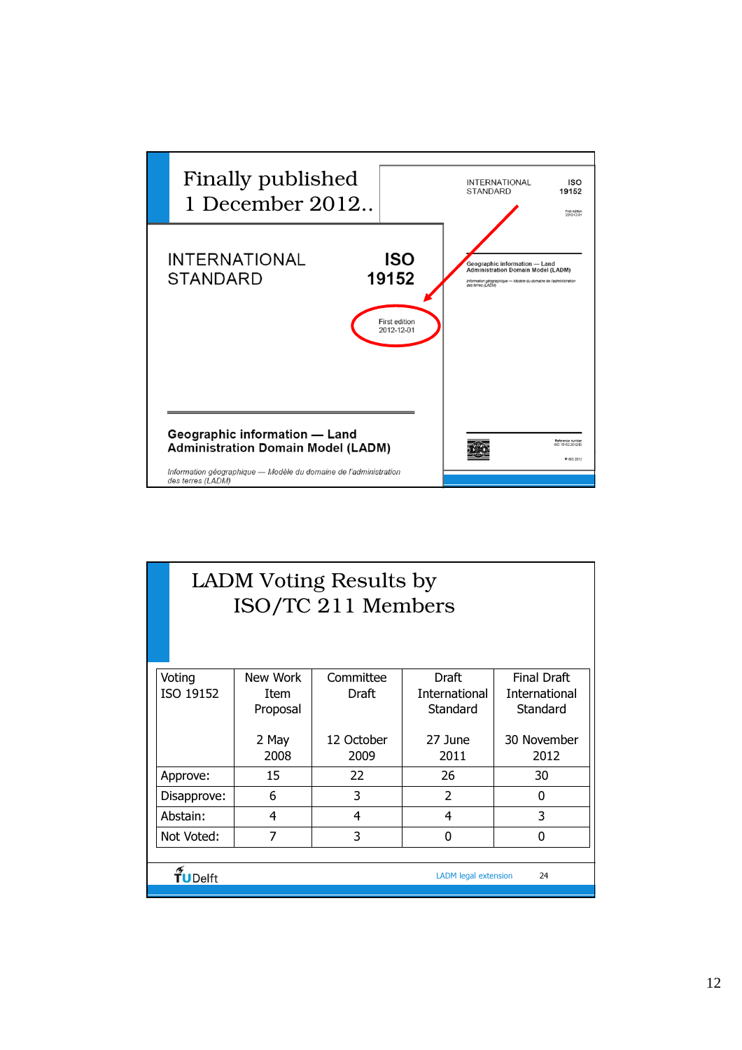## Finally published 1 December 2012..

INTERNATIONAL STANDARD

**ISO 19152**

First edition
2012-12-01

**Geographic information — Land Administration Domain Model (LADM)**

*Information géographique — Modèle du domaine de l'administration des terres (LADM)*

## LADM Voting Results by ISO/TC 211 Members

| Voting ISO 19152 | New Work Item Proposal 2 May 2008 | Committee Draft 12 October 2009 | Draft International Standard 27 June 2011 | Final Draft International Standard 30 November 2012 |
|---|---|---|---|---|
| Approve: | 15 | 22 | 26 | 30 |
| Disapprove: | 6 | 3 | 2 | 0 |
| Abstain: | 4 | 4 | 4 | 3 |
| Not Voted: | 7 | 3 | 0 | 0 |

TU Delft — LADM legal extension — 24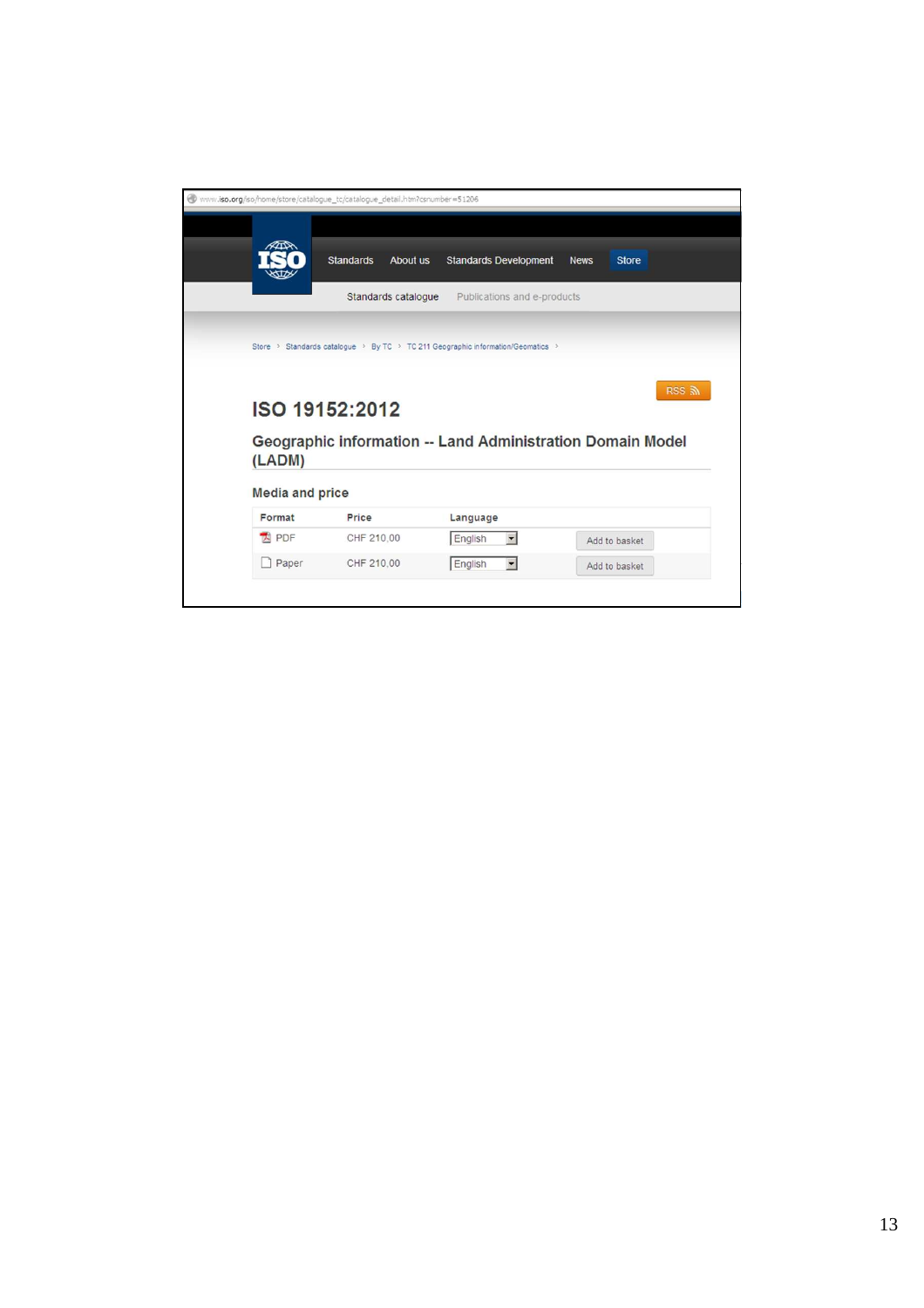www.iso.org/iso/home/store/catalogue_tc/catalogue_detail.htm?csnumber=51206

ISO

Standards About us Standards Development News Store

Standards catalogue Publications and e-products

Store › Standards catalogue › By TC › TC 211 Geographic information/Geomatics ›

RSS

# ISO 19152:2012

## Geographic information -- Land Administration Domain Model (LADM)

### Media and price

| Format | Price | Language | |
|---|---|---|---|
| PDF | CHF 210,00 | English | Add to basket |
| Paper | CHF 210,00 | English | Add to basket |